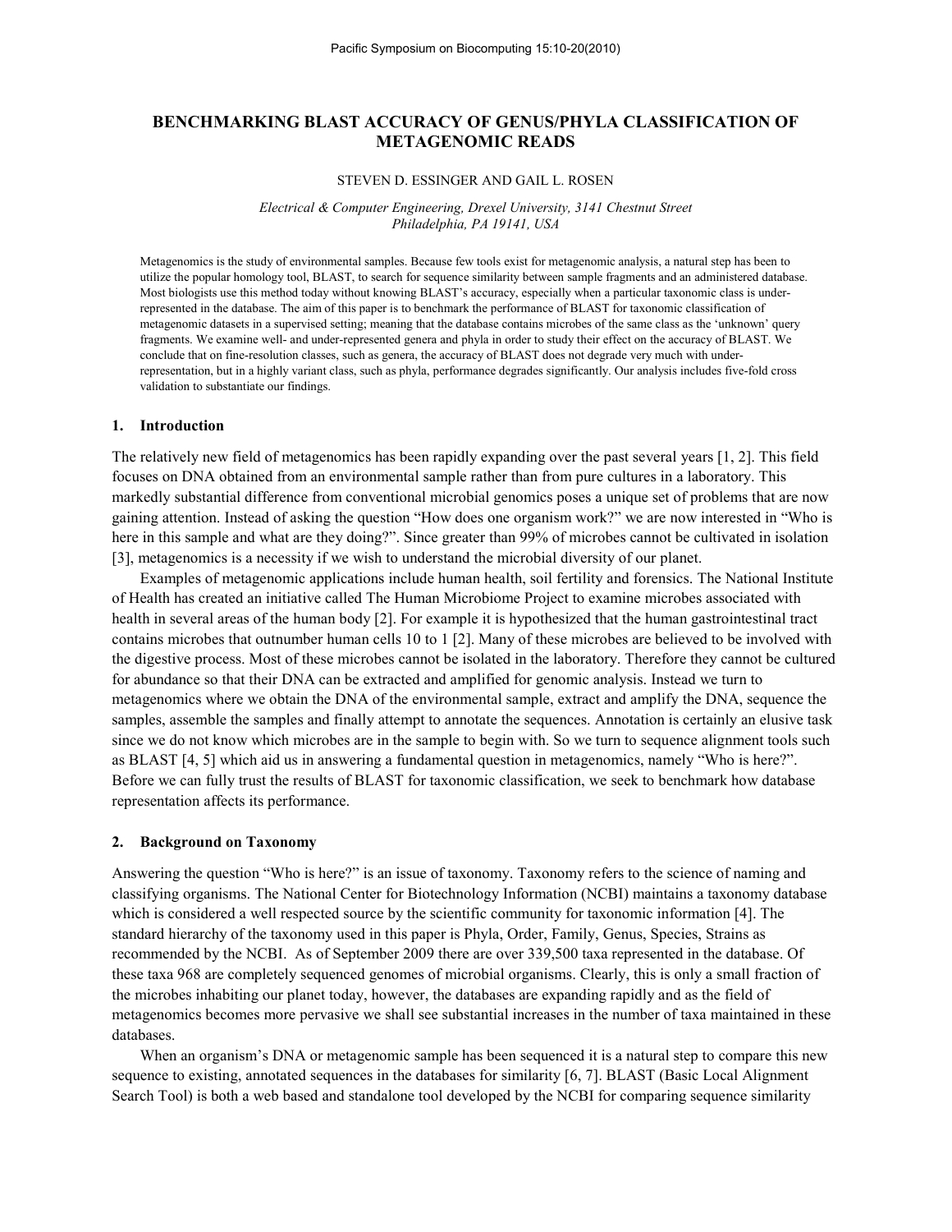# BENCHMARKING BLAST ACCURACY OF GENUS/PHYLA CLASSIFICATION OF METAGENOMIC READS

STEVEN D. ESSINGER AND GAIL L. ROSEN

*Electrical & Computer Engineering, Drexel University, 3141 Chestnut Street Philadelphia, PA 19141, USA*

Metagenomics is the study of environmental samples. Because few tools exist for metagenomic analysis, a natural step has been to utilize the popular homology tool, BLAST, to search for sequence similarity between sample fragments and an administered database. Most biologists use this method today without knowing BLAST's accuracy, especially when a particular taxonomic class is under-represented in the database. The aim of this paper is to benchmark the performance of BLAST for taxonomic classification of metagenomic datasets in a supervised setting; meaning that the database contains microbes of the same class as the 'unknown' query fragments. We examine well- and under-represented genera and phyla in order to study their effect on the accuracy of BLAST. We conclude that on fine-resolution classes, such as genera, the accuracy of BLAST does not degrade very much with under-representation, but in a highly variant class, such as phyla, performance degrades significantly. Our analysis includes five-fold cross validation to substantiate our findings.

## 1. Introduction

The relatively new field of metagenomics has been rapidly expanding over the past several years [1, 2]. This field focuses on DNA obtained from an environmental sample rather than from pure cultures in a laboratory. This markedly substantial difference from conventional microbial genomics poses a unique set of problems that are now gaining attention. Instead of asking the question "How does one organism work?" we are now interested in "Who is here in this sample and what are they doing?". Since greater than 99% of microbes cannot be cultivated in isolation [3], metagenomics is a necessity if we wish to understand the microbial diversity of our planet.

Examples of metagenomic applications include human health, soil fertility and forensics. The National Institute of Health has created an initiative called The Human Microbiome Project to examine microbes associated with health in several areas of the human body [2]. For example it is hypothesized that the human gastrointestinal tract contains microbes that outnumber human cells 10 to 1 [2]. Many of these microbes are believed to be involved with the digestive process. Most of these microbes cannot be isolated in the laboratory. Therefore they cannot be cultured for abundance so that their DNA can be extracted and amplified for genomic analysis. Instead we turn to metagenomics where we obtain the DNA of the environmental sample, extract and amplify the DNA, sequence the samples, assemble the samples and finally attempt to annotate the sequences. Annotation is certainly an elusive task since we do not know which microbes are in the sample to begin with. So we turn to sequence alignment tools such as BLAST [4, 5] which aid us in answering a fundamental question in metagenomics, namely "Who is here?". Before we can fully trust the results of BLAST for taxonomic classification, we seek to benchmark how database representation affects its performance.

## 2. Background on Taxonomy

Answering the question "Who is here?" is an issue of taxonomy. Taxonomy refers to the science of naming and classifying organisms. The National Center for Biotechnology Information (NCBI) maintains a taxonomy database which is considered a well respected source by the scientific community for taxonomic information [4]. The standard hierarchy of the taxonomy used in this paper is Phyla, Order, Family, Genus, Species, Strains as recommended by the NCBI. As of September 2009 there are over 339,500 taxa represented in the database. Of these taxa 968 are completely sequenced genomes of microbial organisms. Clearly, this is only a small fraction of the microbes inhabiting our planet today, however, the databases are expanding rapidly and as the field of metagenomics becomes more pervasive we shall see substantial increases in the number of taxa maintained in these databases.

When an organism's DNA or metagenomic sample has been sequenced it is a natural step to compare this new sequence to existing, annotated sequences in the databases for similarity [6, 7]. BLAST (Basic Local Alignment Search Tool) is both a web based and standalone tool developed by the NCBI for comparing sequence similarity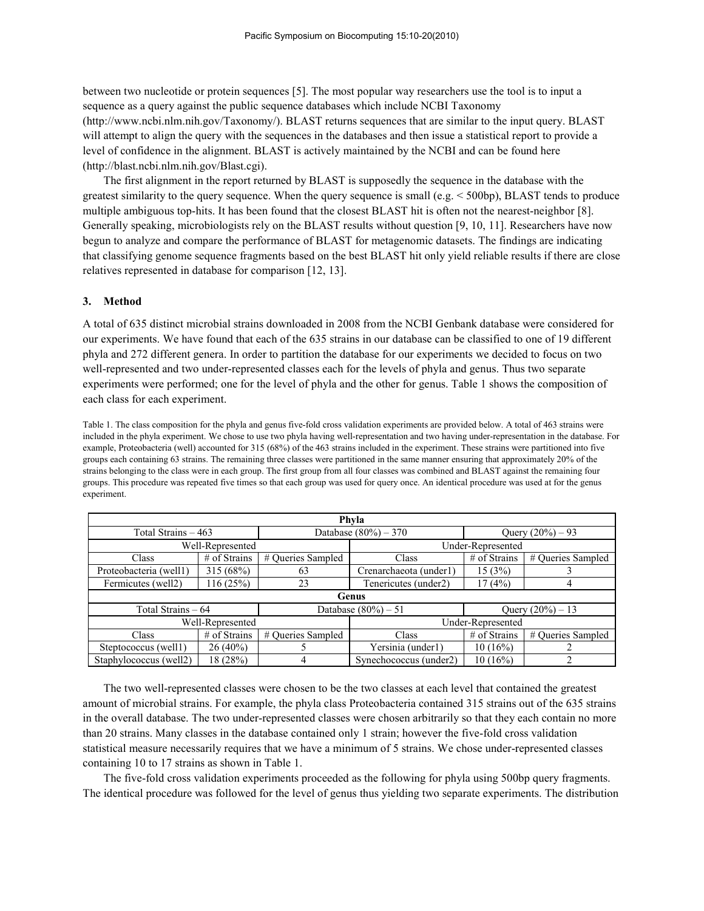between two nucleotide or protein sequences [5]. The most popular way researchers use the tool is to input a sequence as a query against the public sequence databases which include NCBI Taxonomy (http://www.ncbi.nlm.nih.gov/Taxonomy/). BLAST returns sequences that are similar to the input query. BLAST will attempt to align the query with the sequences in the databases and then issue a statistical report to provide a level of confidence in the alignment. BLAST is actively maintained by the NCBI and can be found here (http://blast.ncbi.nlm.nih.gov/Blast.cgi).

The first alignment in the report returned by BLAST is supposedly the sequence in the database with the greatest similarity to the query sequence. When the query sequence is small (e.g. < 500bp), BLAST tends to produce multiple ambiguous top-hits. It has been found that the closest BLAST hit is often not the nearest-neighbor [8]. Generally speaking, microbiologists rely on the BLAST results without question [9, 10, 11]. Researchers have now begun to analyze and compare the performance of BLAST for metagenomic datasets. The findings are indicating that classifying genome sequence fragments based on the best BLAST hit only yield reliable results if there are close relatives represented in database for comparison [12, 13].

## 3. Method

A total of 635 distinct microbial strains downloaded in 2008 from the NCBI Genbank database were considered for our experiments. We have found that each of the 635 strains in our database can be classified to one of 19 different phyla and 272 different genera. In order to partition the database for our experiments we decided to focus on two well-represented and two under-represented classes each for the levels of phyla and genus. Thus two separate experiments were performed; one for the level of phyla and the other for genus. Table 1 shows the composition of each class for each experiment.

Table 1. The class composition for the phyla and genus five-fold cross validation experiments are provided below. A total of 463 strains were included in the phyla experiment. We chose to use two phyla having well-representation and two having under-representation in the database. For example, Proteobacteria (well) accounted for 315 (68%) of the 463 strains included in the experiment. These strains were partitioned into five groups each containing 63 strains. The remaining three classes were partitioned in the same manner ensuring that approximately 20% of the strains belonging to the class were in each group. The first group from all four classes was combined and BLAST against the remaining four groups. This procedure was repeated five times so that each group was used for query once. An identical procedure was used at for the genus experiment.

| Phyla | | | | | |
|---|---|---|---|---|---|
| Total Strains – 463 | | Database (80%) – 370 | | Query (20%) – 93 | |
| Well-Represented | | | Under-Represented | | |
| Class | # of Strains | # Queries Sampled | Class | # of Strains | # Queries Sampled |
| Proteobacteria (well1) | 315 (68%) | 63 | Crenarchaeota (under1) | 15 (3%) | 3 |
| Fermicutes (well2) | 116 (25%) | 23 | Tenericutes (under2) | 17 (4%) | 4 |
| **Genus** | | | | | |
| Total Strains – 64 | | Database (80%) – 51 | | Query (20%) – 13 | |
| Well-Represented | | | Under-Represented | | |
| Class | # of Strains | # Queries Sampled | Class | # of Strains | # Queries Sampled |
| Steptococcus (well1) | 26 (40%) | 5 | Yersinia (under1) | 10 (16%) | 2 |
| Staphylococcus (well2) | 18 (28%) | 4 | Synechococcus (under2) | 10 (16%) | 2 |

The two well-represented classes were chosen to be the two classes at each level that contained the greatest amount of microbial strains. For example, the phyla class Proteobacteria contained 315 strains out of the 635 strains in the overall database. The two under-represented classes were chosen arbitrarily so that they each contain no more than 20 strains. Many classes in the database contained only 1 strain; however the five-fold cross validation statistical measure necessarily requires that we have a minimum of 5 strains. We chose under-represented classes containing 10 to 17 strains as shown in Table 1.

The five-fold cross validation experiments proceeded as the following for phyla using 500bp query fragments. The identical procedure was followed for the level of genus thus yielding two separate experiments. The distribution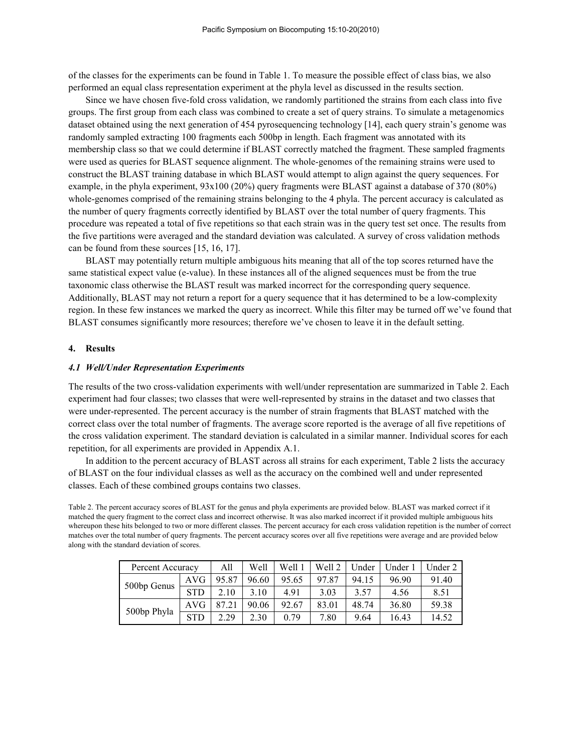of the classes for the experiments can be found in Table 1. To measure the possible effect of class bias, we also performed an equal class representation experiment at the phyla level as discussed in the results section.

Since we have chosen five-fold cross validation, we randomly partitioned the strains from each class into five groups. The first group from each class was combined to create a set of query strains. To simulate a metagenomics dataset obtained using the next generation of 454 pyrosequencing technology [14], each query strain's genome was randomly sampled extracting 100 fragments each 500bp in length. Each fragment was annotated with its membership class so that we could determine if BLAST correctly matched the fragment. These sampled fragments were used as queries for BLAST sequence alignment. The whole-genomes of the remaining strains were used to construct the BLAST training database in which BLAST would attempt to align against the query sequences. For example, in the phyla experiment, 93x100 (20%) query fragments were BLAST against a database of 370 (80%) whole-genomes comprised of the remaining strains belonging to the 4 phyla. The percent accuracy is calculated as the number of query fragments correctly identified by BLAST over the total number of query fragments. This procedure was repeated a total of five repetitions so that each strain was in the query test set once. The results from the five partitions were averaged and the standard deviation was calculated. A survey of cross validation methods can be found from these sources [15, 16, 17].

BLAST may potentially return multiple ambiguous hits meaning that all of the top scores returned have the same statistical expect value (e-value). In these instances all of the aligned sequences must be from the true taxonomic class otherwise the BLAST result was marked incorrect for the corresponding query sequence. Additionally, BLAST may not return a report for a query sequence that it has determined to be a low-complexity region. In these few instances we marked the query as incorrect. While this filter may be turned off we've found that BLAST consumes significantly more resources; therefore we've chosen to leave it in the default setting.

## 4. Results

### *4.1 Well/Under Representation Experiments*

The results of the two cross-validation experiments with well/under representation are summarized in Table 2. Each experiment had four classes; two classes that were well-represented by strains in the dataset and two classes that were under-represented. The percent accuracy is the number of strain fragments that BLAST matched with the correct class over the total number of fragments. The average score reported is the average of all five repetitions of the cross validation experiment. The standard deviation is calculated in a similar manner. Individual scores for each repetition, for all experiments are provided in Appendix A.1.

In addition to the percent accuracy of BLAST across all strains for each experiment, Table 2 lists the accuracy of BLAST on the four individual classes as well as the accuracy on the combined well and under represented classes. Each of these combined groups contains two classes.

Table 2. The percent accuracy scores of BLAST for the genus and phyla experiments are provided below. BLAST was marked correct if it matched the query fragment to the correct class and incorrect otherwise. It was also marked incorrect if it provided multiple ambiguous hits whereupon these hits belonged to two or more different classes. The percent accuracy for each cross validation repetition is the number of correct matches over the total number of query fragments. The percent accuracy scores over all five repetitions were average and are provided below along with the standard deviation of scores.

| Percent Accuracy | | All | Well | Well 1 | Well 2 | Under | Under 1 | Under 2 |
|---|---|---|---|---|---|---|---|---|
| 500bp Genus | AVG | 95.87 | 96.60 | 95.65 | 97.87 | 94.15 | 96.90 | 91.40 |
| | STD | 2.10 | 3.10 | 4.91 | 3.03 | 3.57 | 4.56 | 8.51 |
| 500bp Phyla | AVG | 87.21 | 90.06 | 92.67 | 83.01 | 48.74 | 36.80 | 59.38 |
| | STD | 2.29 | 2.30 | 0.79 | 7.80 | 9.64 | 16.43 | 14.52 |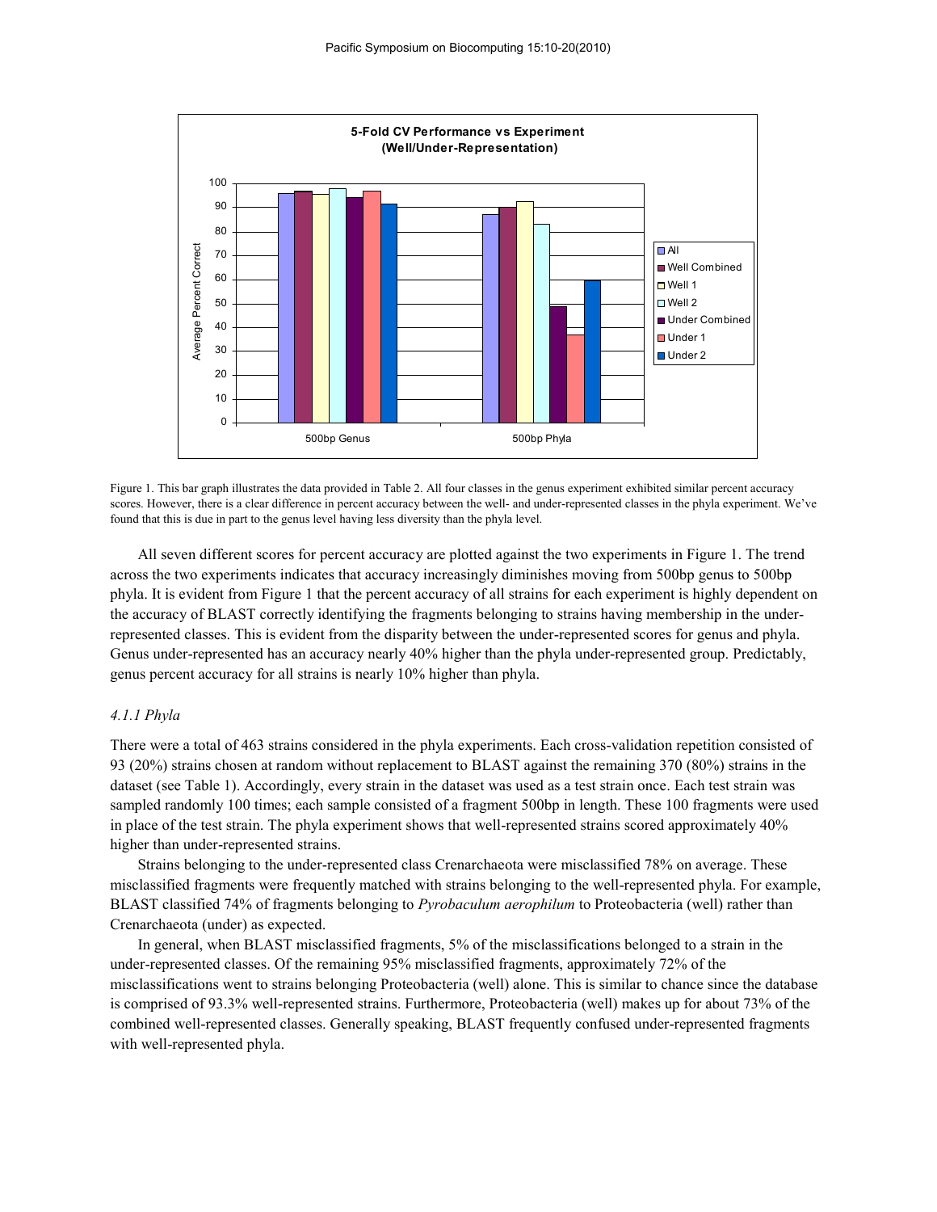Figure 1. This bar graph illustrates the data provided in Table 2. All four classes in the genus experiment exhibited similar percent accuracy scores. However, there is a clear difference in percent accuracy between the well- and under-represented classes in the phyla experiment. We've found that this is due in part to the genus level having less diversity than the phyla level.

All seven different scores for percent accuracy are plotted against the two experiments in Figure 1. The trend across the two experiments indicates that accuracy increasingly diminishes moving from 500bp genus to 500bp phyla. It is evident from Figure 1 that the percent accuracy of all strains for each experiment is highly dependent on the accuracy of BLAST correctly identifying the fragments belonging to strains having membership in the under-represented classes. This is evident from the disparity between the under-represented scores for genus and phyla. Genus under-represented has an accuracy nearly 40% higher than the phyla under-represented group. Predictably, genus percent accuracy for all strains is nearly 10% higher than phyla.

### *4.1.1 Phyla*

There were a total of 463 strains considered in the phyla experiments. Each cross-validation repetition consisted of 93 (20%) strains chosen at random without replacement to BLAST against the remaining 370 (80%) strains in the dataset (see Table 1). Accordingly, every strain in the dataset was used as a test strain once. Each test strain was sampled randomly 100 times; each sample consisted of a fragment 500bp in length. These 100 fragments were used in place of the test strain. The phyla experiment shows that well-represented strains scored approximately 40% higher than under-represented strains.

Strains belonging to the under-represented class Crenarchaeota were misclassified 78% on average. These misclassified fragments were frequently matched with strains belonging to the well-represented phyla. For example, BLAST classified 74% of fragments belonging to *Pyrobaculum aerophilum* to Proteobacteria (well) rather than Crenarchaeota (under) as expected.

In general, when BLAST misclassified fragments, 5% of the misclassifications belonged to a strain in the under-represented classes. Of the remaining 95% misclassified fragments, approximately 72% of the misclassifications went to strains belonging Proteobacteria (well) alone. This is similar to chance since the database is comprised of 93.3% well-represented strains. Furthermore, Proteobacteria (well) makes up for about 73% of the combined well-represented classes. Generally speaking, BLAST frequently confused under-represented fragments with well-represented phyla.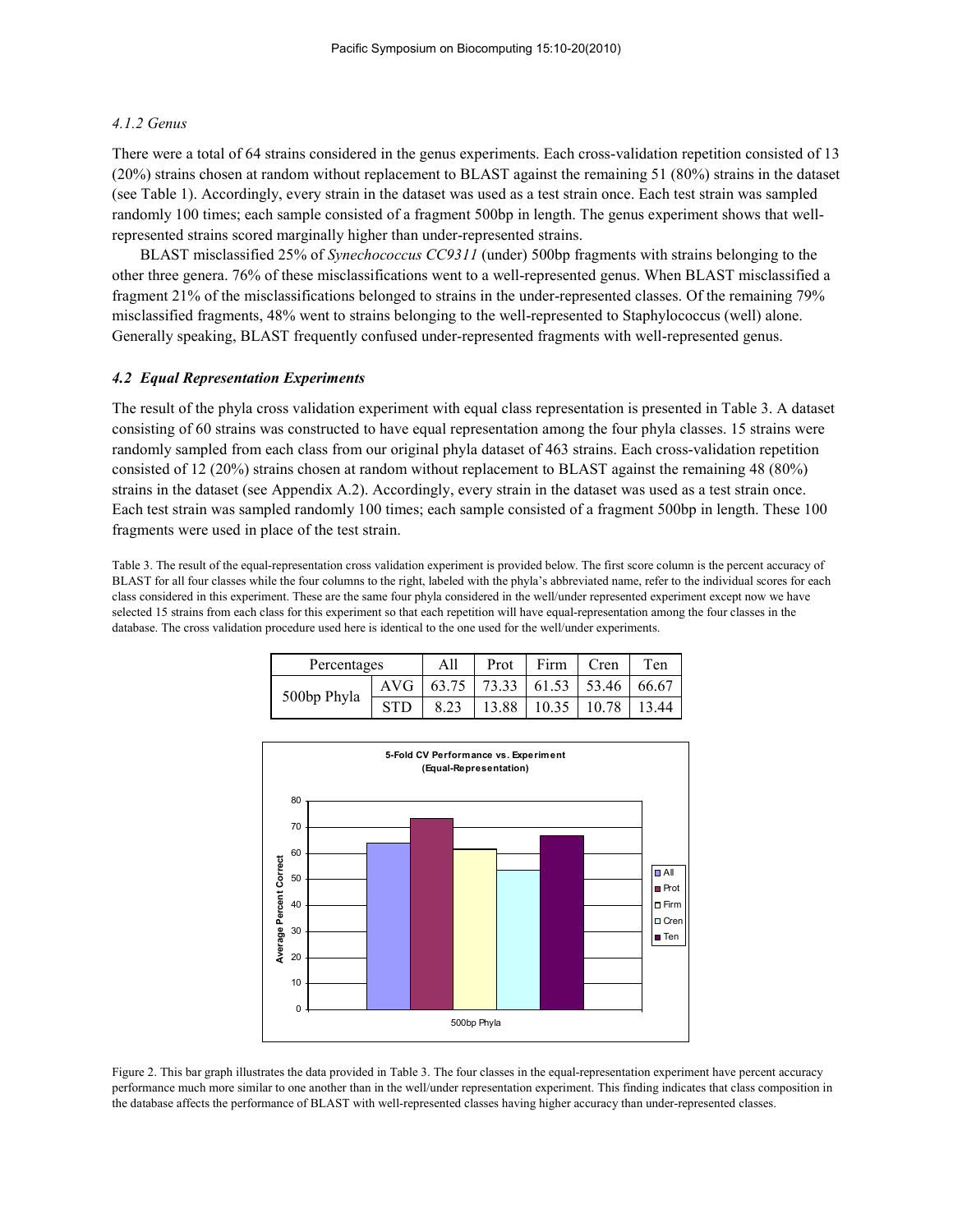#### *4.1.2 Genus*

There were a total of 64 strains considered in the genus experiments. Each cross-validation repetition consisted of 13 (20%) strains chosen at random without replacement to BLAST against the remaining 51 (80%) strains in the dataset (see Table 1). Accordingly, every strain in the dataset was used as a test strain once. Each test strain was sampled randomly 100 times; each sample consisted of a fragment 500bp in length. The genus experiment shows that well-represented strains scored marginally higher than under-represented strains.

BLAST misclassified 25% of *Synechococcus CC9311* (under) 500bp fragments with strains belonging to the other three genera. 76% of these misclassifications went to a well-represented genus. When BLAST misclassified a fragment 21% of the misclassifications belonged to strains in the under-represented classes. Of the remaining 79% misclassified fragments, 48% went to strains belonging to the well-represented to Staphylococcus (well) alone. Generally speaking, BLAST frequently confused under-represented fragments with well-represented genus.

### *4.2 Equal Representation Experiments*

The result of the phyla cross validation experiment with equal class representation is presented in Table 3. A dataset consisting of 60 strains was constructed to have equal representation among the four phyla classes. 15 strains were randomly sampled from each class from our original phyla dataset of 463 strains. Each cross-validation repetition consisted of 12 (20%) strains chosen at random without replacement to BLAST against the remaining 48 (80%) strains in the dataset (see Appendix A.2). Accordingly, every strain in the dataset was used as a test strain once. Each test strain was sampled randomly 100 times; each sample consisted of a fragment 500bp in length. These 100 fragments were used in place of the test strain.

Table 3. The result of the equal-representation cross validation experiment is provided below. The first score column is the percent accuracy of BLAST for all four classes while the four columns to the right, labeled with the phyla's abbreviated name, refer to the individual scores for each class considered in this experiment. These are the same four phyla considered in the well/under represented experiment except now we have selected 15 strains from each class for this experiment so that each repetition will have equal-representation among the four classes in the database. The cross validation procedure used here is identical to the one used for the well/under experiments.

| Percentages | | All | Prot | Firm | Cren | Ten |
|---|---|---|---|---|---|---|
| 500bp Phyla | AVG | 63.75 | 73.33 | 61.53 | 53.46 | 66.67 |
| | STD | 8.23 | 13.88 | 10.35 | 10.78 | 13.44 |

Figure 2. This bar graph illustrates the data provided in Table 3. The four classes in the equal-representation experiment have percent accuracy performance much more similar to one another than in the well/under representation experiment. This finding indicates that class composition in the database affects the performance of BLAST with well-represented classes having higher accuracy than under-represented classes.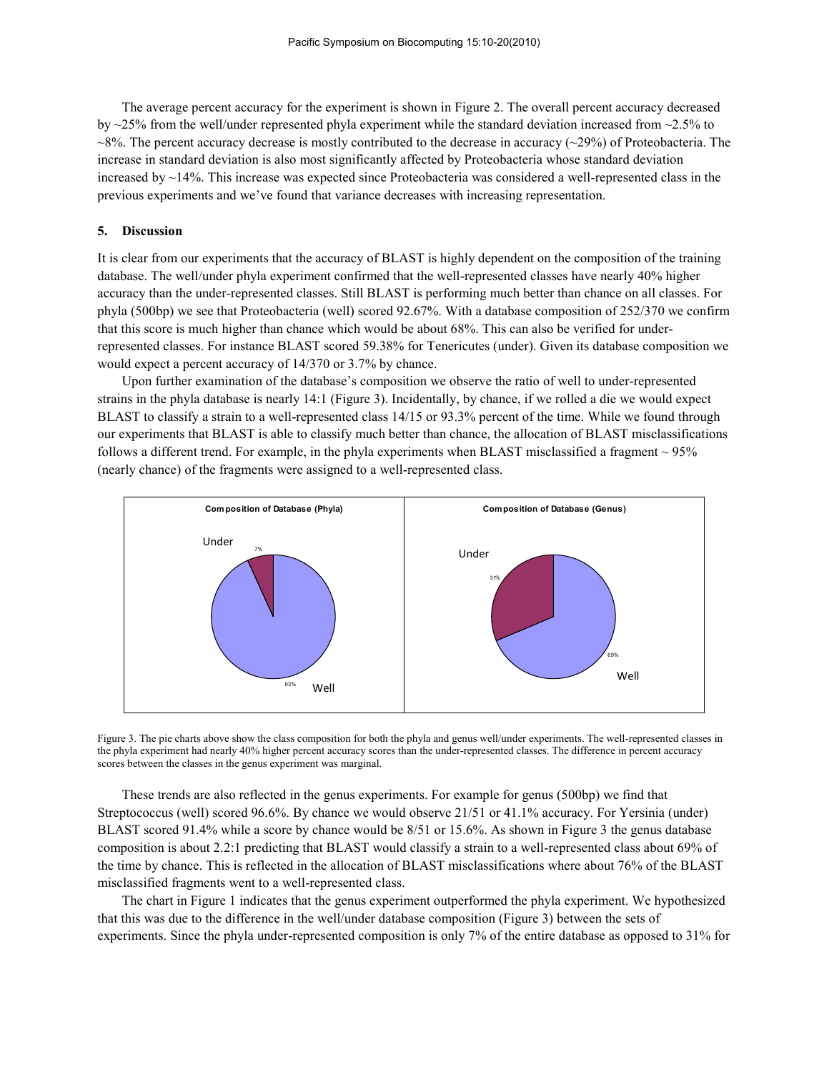The average percent accuracy for the experiment is shown in Figure 2. The overall percent accuracy decreased by ~25% from the well/under represented phyla experiment while the standard deviation increased from ~2.5% to ~8%. The percent accuracy decrease is mostly contributed to the decrease in accuracy (~29%) of Proteobacteria. The increase in standard deviation is also most significantly affected by Proteobacteria whose standard deviation increased by ~14%. This increase was expected since Proteobacteria was considered a well-represented class in the previous experiments and we've found that variance decreases with increasing representation.

## 5. Discussion

It is clear from our experiments that the accuracy of BLAST is highly dependent on the composition of the training database. The well/under phyla experiment confirmed that the well-represented classes have nearly 40% higher accuracy than the under-represented classes. Still BLAST is performing much better than chance on all classes. For phyla (500bp) we see that Proteobacteria (well) scored 92.67%. With a database composition of 252/370 we confirm that this score is much higher than chance which would be about 68%. This can also be verified for under-represented classes. For instance BLAST scored 59.38% for Tenericutes (under). Given its database composition we would expect a percent accuracy of 14/370 or 3.7% by chance.

Upon further examination of the database's composition we observe the ratio of well to under-represented strains in the phyla database is nearly 14:1 (Figure 3). Incidentally, by chance, if we rolled a die we would expect BLAST to classify a strain to a well-represented class 14/15 or 93.3% percent of the time. While we found through our experiments that BLAST is able to classify much better than chance, the allocation of BLAST misclassifications follows a different trend. For example, in the phyla experiments when BLAST misclassified a fragment ~ 95% (nearly chance) of the fragments were assigned to a well-represented class.

Figure 3. The pie charts above show the class composition for both the phyla and genus well/under experiments. The well-represented classes in the phyla experiment had nearly 40% higher percent accuracy scores than the under-represented classes. The difference in percent accuracy scores between the classes in the genus experiment was marginal.

These trends are also reflected in the genus experiments. For example for genus (500bp) we find that Streptococcus (well) scored 96.6%. By chance we would observe 21/51 or 41.1% accuracy. For Yersinia (under) BLAST scored 91.4% while a score by chance would be 8/51 or 15.6%. As shown in Figure 3 the genus database composition is about 2.2:1 predicting that BLAST would classify a strain to a well-represented class about 69% of the time by chance. This is reflected in the allocation of BLAST misclassifications where about 76% of the BLAST misclassified fragments went to a well-represented class.

The chart in Figure 1 indicates that the genus experiment outperformed the phyla experiment. We hypothesized that this was due to the difference in the well/under database composition (Figure 3) between the sets of experiments. Since the phyla under-represented composition is only 7% of the entire database as opposed to 31% for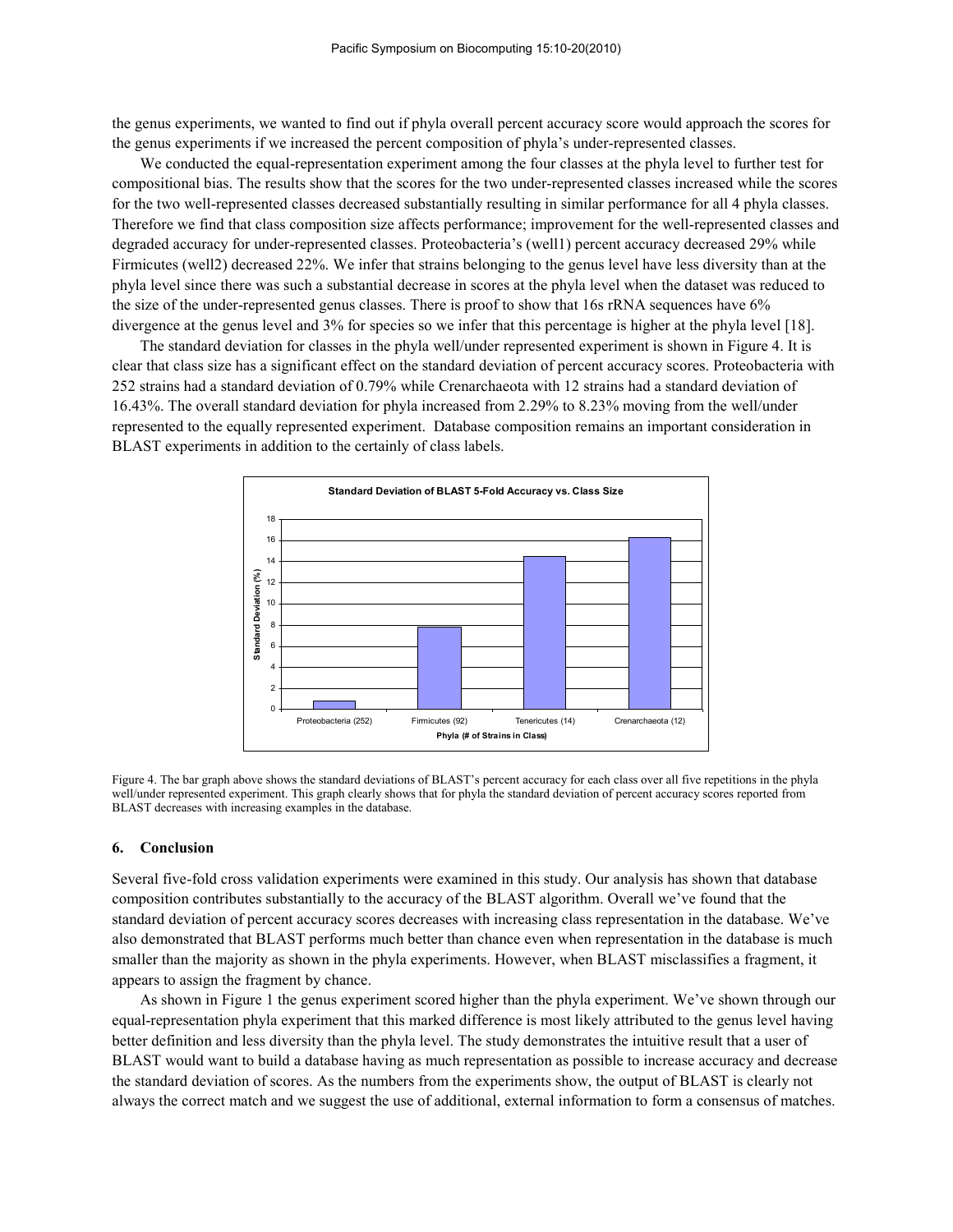the genus experiments, we wanted to find out if phyla overall percent accuracy score would approach the scores for the genus experiments if we increased the percent composition of phyla's under-represented classes.

We conducted the equal-representation experiment among the four classes at the phyla level to further test for compositional bias. The results show that the scores for the two under-represented classes increased while the scores for the two well-represented classes decreased substantially resulting in similar performance for all 4 phyla classes. Therefore we find that class composition size affects performance; improvement for the well-represented classes and degraded accuracy for under-represented classes. Proteobacteria's (well1) percent accuracy decreased 29% while Firmicutes (well2) decreased 22%. We infer that strains belonging to the genus level have less diversity than at the phyla level since there was such a substantial decrease in scores at the phyla level when the dataset was reduced to the size of the under-represented genus classes. There is proof to show that 16s rRNA sequences have 6% divergence at the genus level and 3% for species so we infer that this percentage is higher at the phyla level [18].

The standard deviation for classes in the phyla well/under represented experiment is shown in Figure 4. It is clear that class size has a significant effect on the standard deviation of percent accuracy scores. Proteobacteria with 252 strains had a standard deviation of 0.79% while Crenarchaeota with 12 strains had a standard deviation of 16.43%. The overall standard deviation for phyla increased from 2.29% to 8.23% moving from the well/under represented to the equally represented experiment. Database composition remains an important consideration in BLAST experiments in addition to the certainly of class labels.

Figure 4. The bar graph above shows the standard deviations of BLAST's percent accuracy for each class over all five repetitions in the phyla well/under represented experiment. This graph clearly shows that for phyla the standard deviation of percent accuracy scores reported from BLAST decreases with increasing examples in the database.

## 6. Conclusion

Several five-fold cross validation experiments were examined in this study. Our analysis has shown that database composition contributes substantially to the accuracy of the BLAST algorithm. Overall we've found that the standard deviation of percent accuracy scores decreases with increasing class representation in the database. We've also demonstrated that BLAST performs much better than chance even when representation in the database is much smaller than the majority as shown in the phyla experiments. However, when BLAST misclassifies a fragment, it appears to assign the fragment by chance.

As shown in Figure 1 the genus experiment scored higher than the phyla experiment. We've shown through our equal-representation phyla experiment that this marked difference is most likely attributed to the genus level having better definition and less diversity than the phyla level. The study demonstrates the intuitive result that a user of BLAST would want to build a database having as much representation as possible to increase accuracy and decrease the standard deviation of scores. As the numbers from the experiments show, the output of BLAST is clearly not always the correct match and we suggest the use of additional, external information to form a consensus of matches.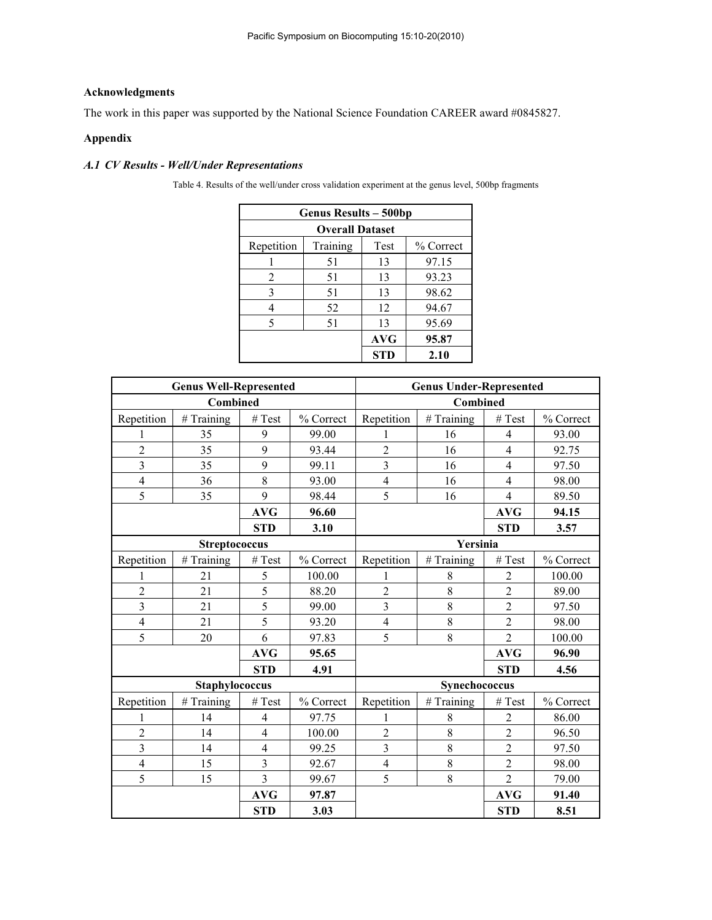**Acknowledgments**

The work in this paper was supported by the National Science Foundation CAREER award #0845827.

**Appendix**

***A.1 CV Results - Well/Under Representations***

Table 4. Results of the well/under cross validation experiment at the genus level, 500bp fragments

| Genus Results – 500bp | | | |
|---|---|---|---|
| **Overall Dataset** | | | |
| Repetition | Training | Test | % Correct |
| 1 | 51 | 13 | 97.15 |
| 2 | 51 | 13 | 93.23 |
| 3 | 51 | 13 | 98.62 |
| 4 | 52 | 12 | 94.67 |
| 5 | 51 | 13 | 95.69 |
| | | **AVG** | **95.87** |
| | | **STD** | **2.10** |

| Genus Well-Represented | | | | Genus Under-Represented | | | |
|---|---|---|---|---|---|---|---|
| **Combined** | | | | **Combined** | | | |
| Repetition | # Training | # Test | % Correct | Repetition | # Training | # Test | % Correct |
| 1 | 35 | 9 | 99.00 | 1 | 16 | 4 | 93.00 |
| 2 | 35 | 9 | 93.44 | 2 | 16 | 4 | 92.75 |
| 3 | 35 | 9 | 99.11 | 3 | 16 | 4 | 97.50 |
| 4 | 36 | 8 | 93.00 | 4 | 16 | 4 | 98.00 |
| 5 | 35 | 9 | 98.44 | 5 | 16 | 4 | 89.50 |
| | | **AVG** | **96.60** | | | **AVG** | **94.15** |
| | | **STD** | **3.10** | | | **STD** | **3.57** |
| **Streptococcus** | | | | **Yersinia** | | | |
| Repetition | # Training | # Test | % Correct | Repetition | # Training | # Test | % Correct |
| 1 | 21 | 5 | 100.00 | 1 | 8 | 2 | 100.00 |
| 2 | 21 | 5 | 88.20 | 2 | 8 | 2 | 89.00 |
| 3 | 21 | 5 | 99.00 | 3 | 8 | 2 | 97.50 |
| 4 | 21 | 5 | 93.20 | 4 | 8 | 2 | 98.00 |
| 5 | 20 | 6 | 97.83 | 5 | 8 | 2 | 100.00 |
| | | **AVG** | **95.65** | | | **AVG** | **96.90** |
| | | **STD** | **4.91** | | | **STD** | **4.56** |
| **Staphylococcus** | | | | **Synechococcus** | | | |
| Repetition | # Training | # Test | % Correct | Repetition | # Training | # Test | % Correct |
| 1 | 14 | 4 | 97.75 | 1 | 8 | 2 | 86.00 |
| 2 | 14 | 4 | 100.00 | 2 | 8 | 2 | 96.50 |
| 3 | 14 | 4 | 99.25 | 3 | 8 | 2 | 97.50 |
| 4 | 15 | 3 | 92.67 | 4 | 8 | 2 | 98.00 |
| 5 | 15 | 3 | 99.67 | 5 | 8 | 2 | 79.00 |
| | | **AVG** | **97.87** | | | **AVG** | **91.40** |
| | | **STD** | **3.03** | | | **STD** | **8.51** |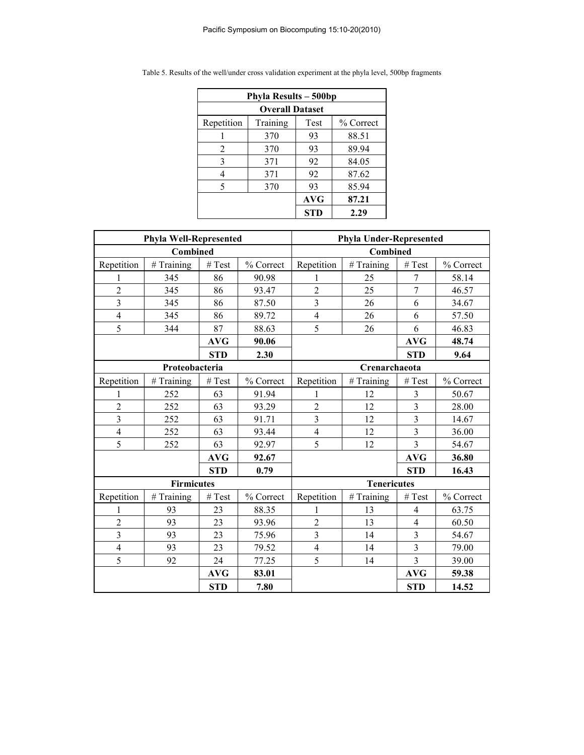Table 5. Results of the well/under cross validation experiment at the phyla level, 500bp fragments

| Phyla Results – 500bp | | | |
|---|---|---|---|
| Overall Dataset | | | |
| Repetition | Training | Test | % Correct |
| 1 | 370 | 93 | 88.51 |
| 2 | 370 | 93 | 89.94 |
| 3 | 371 | 92 | 84.05 |
| 4 | 371 | 92 | 87.62 |
| 5 | 370 | 93 | 85.94 |
| | | **AVG** | **87.21** |
| | | **STD** | **2.29** |

| Phyla Well-Represented | | | | Phyla Under-Represented | | | |
|---|---|---|---|---|---|---|---|
| **Combined** | | | | **Combined** | | | |
| Repetition | # Training | # Test | % Correct | Repetition | # Training | # Test | % Correct |
| 1 | 345 | 86 | 90.98 | 1 | 25 | 7 | 58.14 |
| 2 | 345 | 86 | 93.47 | 2 | 25 | 7 | 46.57 |
| 3 | 345 | 86 | 87.50 | 3 | 26 | 6 | 34.67 |
| 4 | 345 | 86 | 89.72 | 4 | 26 | 6 | 57.50 |
| 5 | 344 | 87 | 88.63 | 5 | 26 | 6 | 46.83 |
| | | **AVG** | **90.06** | | | **AVG** | **48.74** |
| | | **STD** | **2.30** | | | **STD** | **9.64** |
| **Proteobacteria** | | | | **Crenarchaeota** | | | |
| Repetition | # Training | # Test | % Correct | Repetition | # Training | # Test | % Correct |
| 1 | 252 | 63 | 91.94 | 1 | 12 | 3 | 50.67 |
| 2 | 252 | 63 | 93.29 | 2 | 12 | 3 | 28.00 |
| 3 | 252 | 63 | 91.71 | 3 | 12 | 3 | 14.67 |
| 4 | 252 | 63 | 93.44 | 4 | 12 | 3 | 36.00 |
| 5 | 252 | 63 | 92.97 | 5 | 12 | 3 | 54.67 |
| | | **AVG** | **92.67** | | | **AVG** | **36.80** |
| | | **STD** | **0.79** | | | **STD** | **16.43** |
| **Firmicutes** | | | | **Tenericutes** | | | |
| Repetition | # Training | # Test | % Correct | Repetition | # Training | # Test | % Correct |
| 1 | 93 | 23 | 88.35 | 1 | 13 | 4 | 63.75 |
| 2 | 93 | 23 | 93.96 | 2 | 13 | 4 | 60.50 |
| 3 | 93 | 23 | 75.96 | 3 | 14 | 3 | 54.67 |
| 4 | 93 | 23 | 79.52 | 4 | 14 | 3 | 79.00 |
| 5 | 92 | 24 | 77.25 | 5 | 14 | 3 | 39.00 |
| | | **AVG** | **83.01** | | | **AVG** | **59.38** |
| | | **STD** | **7.80** | | | **STD** | **14.52** |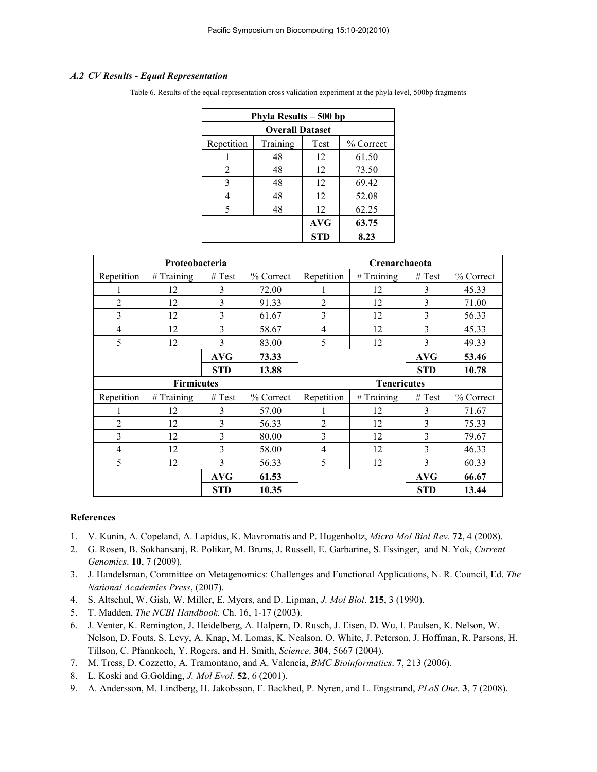### *A.2 CV Results - Equal Representation*

Table 6. Results of the equal-representation cross validation experiment at the phyla level, 500bp fragments

| **Phyla Results – 500 bp** | | | |
|---|---|---|---|
| **Overall Dataset** | | | |
| Repetition | Training | Test | % Correct |
| 1 | 48 | 12 | 61.50 |
| 2 | 48 | 12 | 73.50 |
| 3 | 48 | 12 | 69.42 |
| 4 | 48 | 12 | 52.08 |
| 5 | 48 | 12 | 62.25 |
| | | **AVG** | **63.75** |
| | | **STD** | **8.23** |

| **Proteobacteria** | | | | **Crenarchaeota** | | | |
|---|---|---|---|---|---|---|---|
| Repetition | # Training | # Test | % Correct | Repetition | # Training | # Test | % Correct |
| 1 | 12 | 3 | 72.00 | 1 | 12 | 3 | 45.33 |
| 2 | 12 | 3 | 91.33 | 2 | 12 | 3 | 71.00 |
| 3 | 12 | 3 | 61.67 | 3 | 12 | 3 | 56.33 |
| 4 | 12 | 3 | 58.67 | 4 | 12 | 3 | 45.33 |
| 5 | 12 | 3 | 83.00 | 5 | 12 | 3 | 49.33 |
| | | **AVG** | **73.33** | | | **AVG** | **53.46** |
| | | **STD** | **13.88** | | | **STD** | **10.78** |
| **Firmicutes** | | | | **Tenericutes** | | | |
| Repetition | # Training | # Test | % Correct | Repetition | # Training | # Test | % Correct |
| 1 | 12 | 3 | 57.00 | 1 | 12 | 3 | 71.67 |
| 2 | 12 | 3 | 56.33 | 2 | 12 | 3 | 75.33 |
| 3 | 12 | 3 | 80.00 | 3 | 12 | 3 | 79.67 |
| 4 | 12 | 3 | 58.00 | 4 | 12 | 3 | 46.33 |
| 5 | 12 | 3 | 56.33 | 5 | 12 | 3 | 60.33 |
| | | **AVG** | **61.53** | | | **AVG** | **66.67** |
| | | **STD** | **10.35** | | | **STD** | **13.44** |

**References**

1. V. Kunin, A. Copeland, A. Lapidus, K. Mavromatis and P. Hugenholtz, *Micro Mol Biol Rev.* **72**, 4 (2008).
2. G. Rosen, B. Sokhansanj, R. Polikar, M. Bruns, J. Russell, E. Garbarine, S. Essinger, and N. Yok, *Current Genomics*. **10**, 7 (2009).
3. J. Handelsman, Committee on Metagenomics: Challenges and Functional Applications, N. R. Council, Ed. *The National Academies Press*, (2007).
4. S. Altschul, W. Gish, W. Miller, E. Myers, and D. Lipman, *J. Mol Biol*. **215**, 3 (1990).
5. T. Madden, *The NCBI Handbook.* Ch. 16, 1-17 (2003).
6. J. Venter, K. Remington, J. Heidelberg, A. Halpern, D. Rusch, J. Eisen, D. Wu, I. Paulsen, K. Nelson, W. Nelson, D. Fouts, S. Levy, A. Knap, M. Lomas, K. Nealson, O. White, J. Peterson, J. Hoffman, R. Parsons, H. Tillson, C. Pfannkoch, Y. Rogers, and H. Smith, *Science*. **304**, 5667 (2004).
7. M. Tress, D. Cozzetto, A. Tramontano, and A. Valencia, *BMC Bioinformatics*. **7**, 213 (2006).
8. L. Koski and G.Golding, *J. Mol Evol.* **52**, 6 (2001).
9. A. Andersson, M. Lindberg, H. Jakobsson, F. Backhed, P. Nyren, and L. Engstrand, *PLoS One.* **3**, 7 (2008).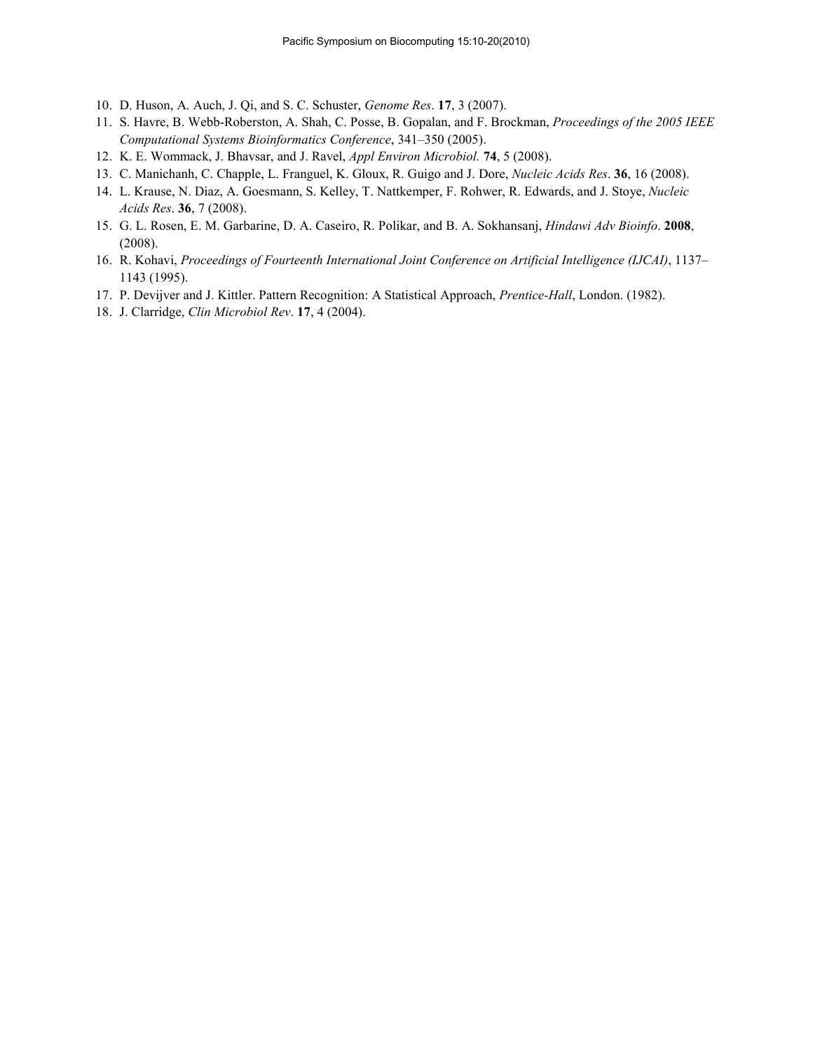10. D. Huson, A. Auch, J. Qi, and S. C. Schuster, *Genome Res*. **17**, 3 (2007).
11. S. Havre, B. Webb-Roberston, A. Shah, C. Posse, B. Gopalan, and F. Brockman, *Proceedings of the 2005 IEEE Computational Systems Bioinformatics Conference*, 341–350 (2005).
12. K. E. Wommack, J. Bhavsar, and J. Ravel, *Appl Environ Microbiol.* **74**, 5 (2008).
13. C. Manichanh, C. Chapple, L. Franguel, K. Gloux, R. Guigo and J. Dore, *Nucleic Acids Res*. **36**, 16 (2008).
14. L. Krause, N. Diaz, A. Goesmann, S. Kelley, T. Nattkemper, F. Rohwer, R. Edwards, and J. Stoye, *Nucleic Acids Res*. **36**, 7 (2008).
15. G. L. Rosen, E. M. Garbarine, D. A. Caseiro, R. Polikar, and B. A. Sokhansanj, *Hindawi Adv Bioinfo*. **2008**, (2008).
16. R. Kohavi, *Proceedings of Fourteenth International Joint Conference on Artificial Intelligence (IJCAI)*, 1137–1143 (1995).
17. P. Devijver and J. Kittler. Pattern Recognition: A Statistical Approach, *Prentice-Hall*, London. (1982).
18. J. Clarridge, *Clin Microbiol Rev*. **17**, 4 (2004).